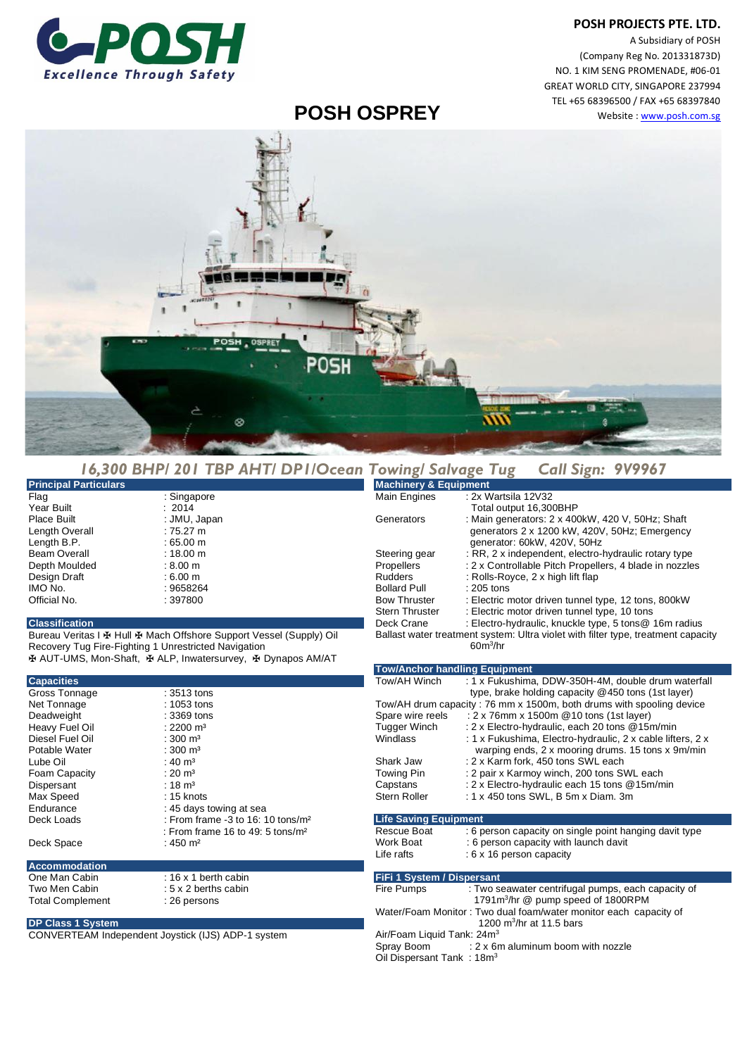**POSH PROJECTS PTE. LTD.**
A Subsidiary of POSH
(Company Reg No. 201331873D)
NO. 1 KIM SENG PROMENADE, #06-01
GREAT WORLD CITY, SINGAPORE 237994
TEL +65 68396500 / FAX +65 68397840
Website : www.posh.com.sg

# POSH OSPREY

## *16,300 BHP/ 201 TBP AHT/ DP1/Ocean Towing/ Salvage Tug    Call Sign: 9V9967*

### Principal Particulars

| | |
|---|---|
| Flag | : Singapore |
| Year Built | : 2014 |
| Place Built | : JMU, Japan |
| Length Overall | : 75.27 m |
| Length B.P. | : 65.00 m |
| Beam Overall | : 18.00 m |
| Depth Moulded | : 8.00 m |
| Design Draft | : 6.00 m |
| IMO No. | : 9658264 |
| Official No. | : 397800 |

### Classification

Bureau Veritas I ✠ Hull ✠ Mach Offshore Support Vessel (Supply) Oil Recovery Tug Fire-Fighting 1 Unrestricted Navigation
✠ AUT-UMS, Mon-Shaft, ✠ ALP, Inwatersurvey, ✠ Dynapos AM/AT

### Capacities

| | |
|---|---|
| Gross Tonnage | : 3513 tons |
| Net Tonnage | : 1053 tons |
| Deadweight | : 3369 tons |
| Heavy Fuel Oil | : 2200 m³ |
| Diesel Fuel Oil | : 300 m³ |
| Potable Water | : 300 m³ |
| Lube Oil | : 40 m³ |
| Foam Capacity | : 20 m³ |
| Dispersant | : 18 m³ |
| Max Speed | : 15 knots |
| Endurance | : 45 days towing at sea |
| Deck Loads | : From frame -3 to 16: 10 tons/m²<br>: From frame 16 to 49: 5 tons/m² |
| Deck Space | : 450 m² |

### Accommodation

| | |
|---|---|
| One Man Cabin | : 16 x 1 berth cabin |
| Two Men Cabin | : 5 x 2 berths cabin |
| Total Complement | : 26 persons |

### DP Class 1 System

CONVERTEAM Independent Joystick (IJS) ADP-1 system

### Machinery & Equipment

| | |
|---|---|
| Main Engines | : 2x Wartsila 12V32<br>Total output 16,300BHP |
| Generators | : Main generators: 2 x 400kW, 420 V, 50Hz; Shaft generators 2 x 1200 kW, 420V, 50Hz; Emergency generator: 60kW, 420V, 50Hz |
| Steering gear | : RR, 2 x independent, electro-hydraulic rotary type |
| Propellers | : 2 x Controllable Pitch Propellers, 4 blade in nozzles |
| Rudders | : Rolls-Royce, 2 x high lift flap |
| Bollard Pull | : 205 tons |
| Bow Thruster | : Electric motor driven tunnel type, 12 tons, 800kW |
| Stern Thruster | : Electric motor driven tunnel type, 10 tons |
| Deck Crane | : Electro-hydraulic, knuckle type, 5 tons@ 16m radius |

Ballast water treatment system: Ultra violet with filter type, treatment capacity 60m³/hr

### Tow/Anchor handling Equipment

| | |
|---|---|
| Tow/AH Winch | : 1 x Fukushima, DDW-350H-4M, double drum waterfall type, brake holding capacity @450 tons (1st layer) |
| Tow/AH drum capacity | : 76 mm x 1500m, both drums with spooling device |
| Spare wire reels | : 2 x 76mm x 1500m @10 tons (1st layer) |
| Tugger Winch | : 2 x Electro-hydraulic, each 20 tons @15m/min |
| Windlass | : 1 x Fukushima, Electro-hydraulic, 2 x cable lifters, 2 x warping ends, 2 x mooring drums. 15 tons x 9m/min |
| Shark Jaw | : 2 x Karm fork, 450 tons SWL each |
| Towing Pin | : 2 pair x Karmoy winch, 200 tons SWL each |
| Capstans | : 2 x Electro-hydraulic each 15 tons @15m/min |
| Stern Roller | : 1 x 450 tons SWL, B 5m x Diam. 3m |

### Life Saving Equipment

| | |
|---|---|
| Rescue Boat | : 6 person capacity on single point hanging davit type |
| Work Boat | : 6 person capacity with launch davit |
| Life rafts | : 6 x 16 person capacity |

### FiFi 1 System / Dispersant

| | |
|---|---|
| Fire Pumps | : Two seawater centrifugal pumps, each capacity of 1791m³/hr @ pump speed of 1800RPM |
| Water/Foam Monitor | : Two dual foam/water monitor each capacity of 1200 m³/hr at 11.5 bars |
| Air/Foam Liquid Tank | : 24m³ |
| Spray Boom | : 2 x 6m aluminum boom with nozzle |
| Oil Dispersant Tank | : 18m³ |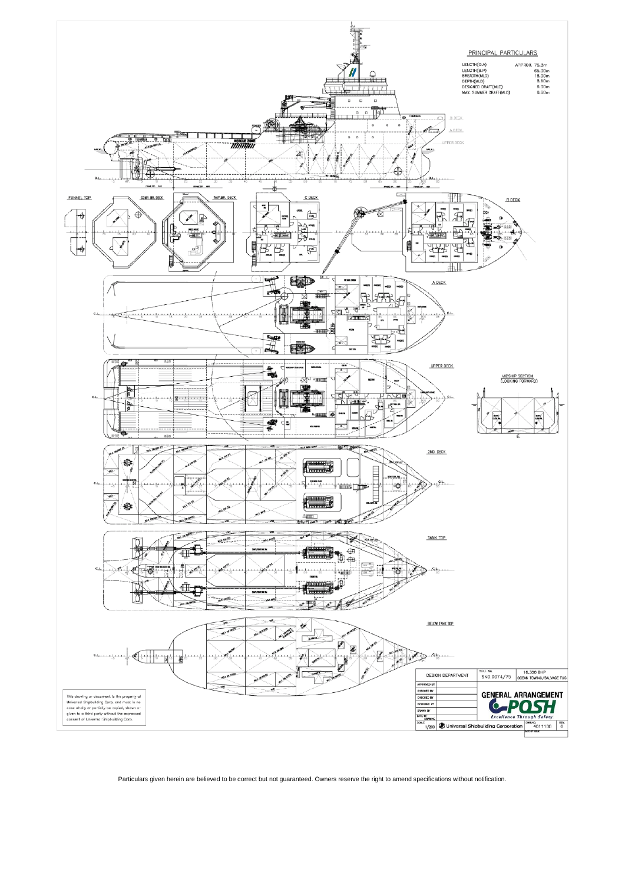PRINCIPAL PARTICULARS

| | | |
|---|---|---|
| LENGTH(O.A) | APPROX. | 75.3m |
| LENGTH(B.P) | | 65.00m |
| BREADTH(MLD) | | 18.00m |
| DEPTH(MLD) | | 8.10m |
| DESIGNED DRAFT(MLD) | | 6.00m |
| MAX. SUMMER DRAFT(MLD) | | 6.60m |

FUNNEL TOP

COMP. BR. DECK

NAV. BR. DECK

C DECK

B DECK

A DECK

UPPER DECK

MIDSHIP SECTION (LOOKING FORWARD)

2ND. DECK

TANK TOP

BELOW TANK TOP

This drawing or document is the property of Universal Shipbuilding Corp. and must in no case wholly or partially be copied, shown or given to a third party without the expressed consent of Universal Shipbuilding Corp.

| | | |
|---|---|---|
| DESIGN DEPARTMENT | HULL No. SN0.0074/75 | 16,300 BHP OCEAN TOWING/SALVAGE TUG |
| APPROVED BY | | |
| CHECKED BY | GENERAL ARRANGEMENT | |
| CHECKED BY | | |
| DESIGNED BY | POSH | |
| DRAWN BY | Excellence Through Safety | |
| DATE OF DRAWING | | |
| SCALE 1/200 | Universal Shipbuilding Corporation | DWG.NO. 4011100 REV. 0 |

Particulars given herein are believed to be correct but not guaranteed. Owners reserve the right to amend specifications without notification.